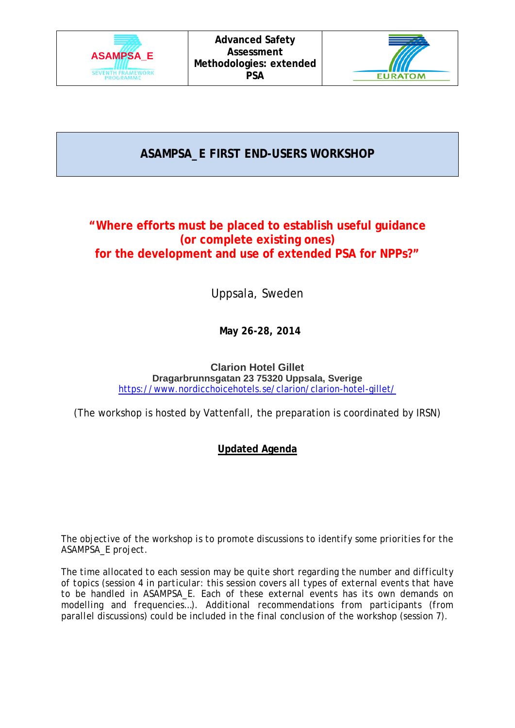| ASAMPSA_E SEVENTH FRAMEWORK PROGRAMME | **Advanced Safety Assessment Methodologies: extended PSA** | EURATOM |
|---|---|---|

# ASAMPSA_E FIRST END-USERS WORKSHOP

## "Where efforts must be placed to establish useful guidance (or complete existing ones) for the development and use of extended PSA for NPPs?"

Uppsala, Sweden

**May 26-28, 2014**

**Clarion Hotel Gillet**
**Dragarbrunnsgatan 23 75320 Uppsala, Sverige**
https://www.nordicchoicehotels.se/clarion/clarion-hotel-gillet/

(The workshop is hosted by Vattenfall, the preparation is coordinated by IRSN)

**Updated Agenda**

The objective of the workshop is to promote discussions to identify some priorities for the ASAMPSA_E project.

The time allocated to each session may be quite short regarding the number and difficulty of topics (session 4 in particular: this session covers all types of external events that have to be handled in ASAMPSA_E. Each of these external events has its own demands on modelling and frequencies…). Additional recommendations from participants (from parallel discussions) could be included in the final conclusion of the workshop (session 7).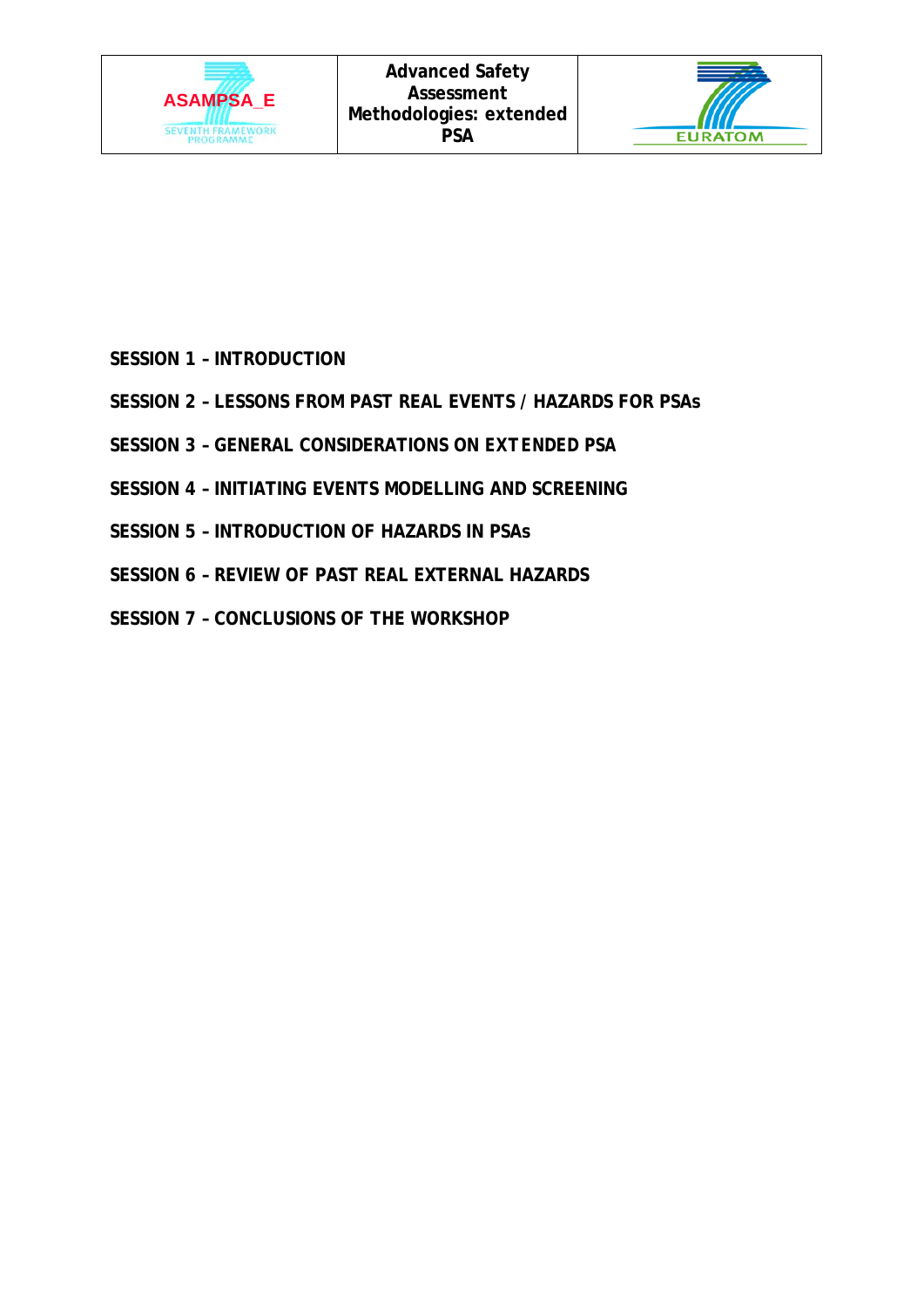**SESSION 1 – INTRODUCTION**

**SESSION 2 – LESSONS FROM PAST REAL EVENTS / HAZARDS FOR PSAs**

**SESSION 3 – GENERAL CONSIDERATIONS ON EXTENDED PSA**

**SESSION 4 – INITIATING EVENTS MODELLING AND SCREENING**

**SESSION 5 – INTRODUCTION OF HAZARDS IN PSAs**

**SESSION 6 – REVIEW OF PAST REAL EXTERNAL HAZARDS**

**SESSION 7 – CONCLUSIONS OF THE WORKSHOP**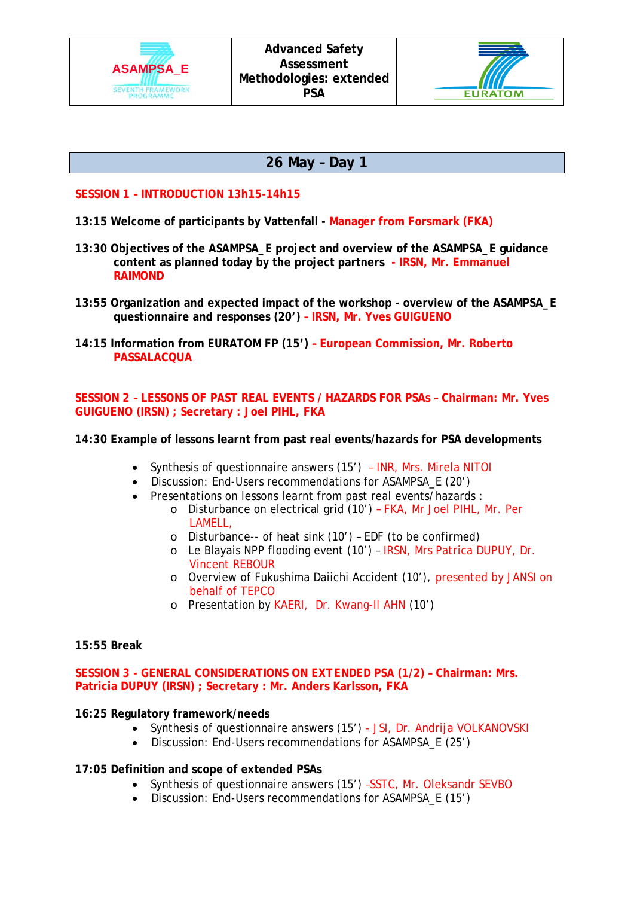| ASAMPSA_E SEVENTH FRAMEWORK PROGRAMME | Advanced Safety Assessment Methodologies: extended PSA | EURATOM |
|---|---|---|

## 26 May – Day 1

**SESSION 1 – INTRODUCTION 13h15-14h15**

**13:15 Welcome of participants by Vattenfall - Manager from Forsmark (FKA)**

**13:30 Objectives of the ASAMPSA_E project and overview of the ASAMPSA_E guidance content as planned today by the project partners - IRSN, Mr. Emmanuel RAIMOND**

**13:55 Organization and expected impact of the workshop - overview of the ASAMPSA_E questionnaire and responses (20') – IRSN, Mr. Yves GUIGUENO**

**14:15 Information from EURATOM FP (15') – European Commission, Mr. Roberto PASSALACQUA**

**SESSION 2 – LESSONS OF PAST REAL EVENTS / HAZARDS FOR PSAs – Chairman: Mr. Yves GUIGUENO (IRSN) ; Secretary : Joel PIHL, FKA**

**14:30 Example of lessons learnt from past real events/hazards for PSA developments**

- Synthesis of questionnaire answers (15') – INR, Mrs. Mirela NITOI
- Discussion: End-Users recommendations for ASAMPSA_E (20')
- Presentations on lessons learnt from past real events/hazards :
  - Disturbance on electrical grid (10') – FKA, Mr Joel PIHL, Mr. Per LAMELL,
  - Disturbance-- of heat sink (10') – EDF (to be confirmed)
  - Le Blayais NPP flooding event (10') – IRSN, Mrs Patrica DUPUY, Dr. Vincent REBOUR
  - Overview of Fukushima Daiichi Accident (10'), presented by JANSI on behalf of TEPCO
  - Presentation by KAERI, Dr. Kwang-Il AHN (10')

**15:55 Break**

**SESSION 3 - GENERAL CONSIDERATIONS ON EXTENDED PSA (1/2) – Chairman: Mrs. Patricia DUPUY (IRSN) ; Secretary : Mr. Anders Karlsson, FKA**

**16:25 Regulatory framework/needs**

- Synthesis of questionnaire answers (15') - JSI, Dr. Andrija VOLKANOVSKI
- Discussion: End-Users recommendations for ASAMPSA_E (25')

**17:05 Definition and scope of extended PSAs**

- Synthesis of questionnaire answers (15') –SSTC, Mr. Oleksandr SEVBO
- Discussion: End-Users recommendations for ASAMPSA_E (15')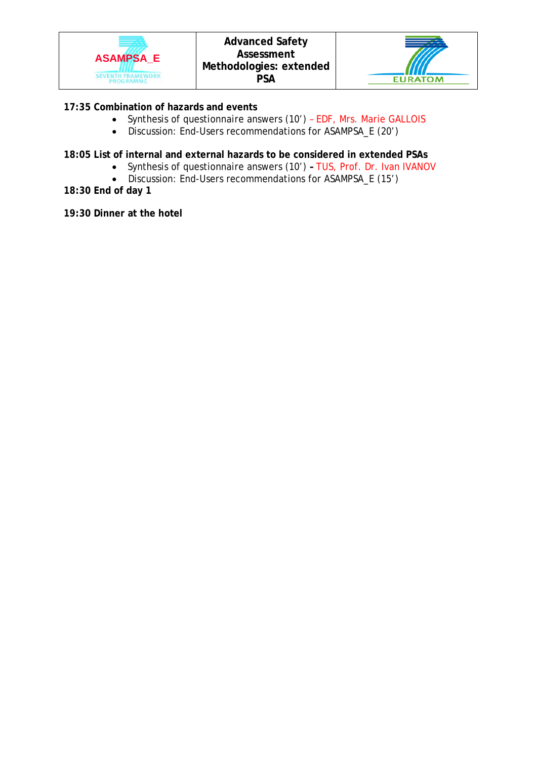**17:35 Combination of hazards and events**

- Synthesis of questionnaire answers (10') – EDF, Mrs. Marie GALLOIS
- Discussion: End-Users recommendations for ASAMPSA_E (20')

**18:05 List of internal and external hazards to be considered in extended PSAs**

- Synthesis of questionnaire answers (10') – TUS, Prof. Dr. Ivan IVANOV
- Discussion: End-Users recommendations for ASAMPSA_E (15')

**18:30 End of day 1**

**19:30 Dinner at the hotel**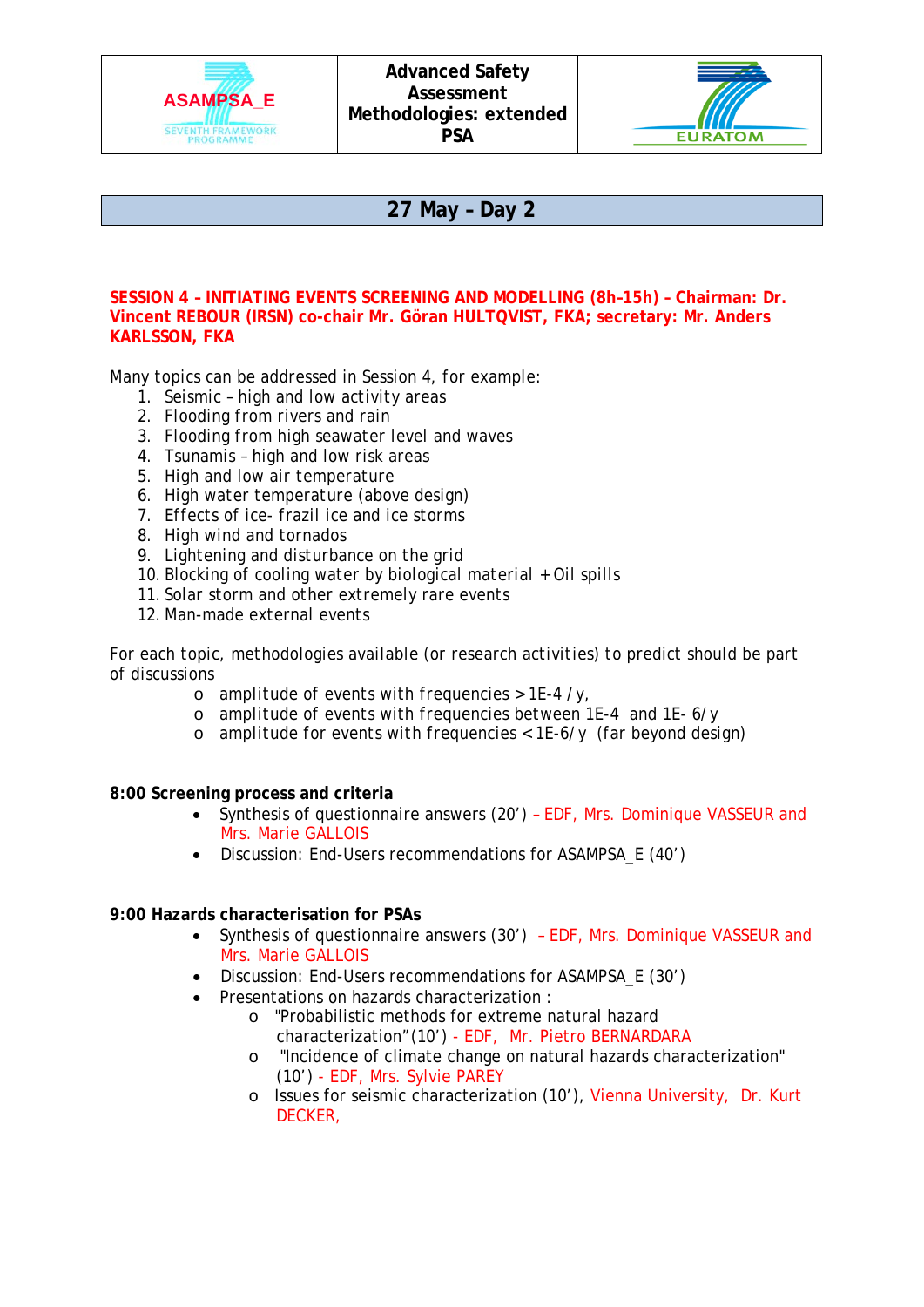| ASAMPSA_E SEVENTH FRAMEWORK PROGRAMME | Advanced Safety Assessment Methodologies: extended PSA | EURATOM |
|---|---|---|

## 27 May – Day 2

**SESSION 4 – INITIATING EVENTS SCREENING AND MODELLING (8h-15h) – Chairman: Dr. Vincent REBOUR (IRSN) co-chair Mr. Göran HULTQVIST, FKA; secretary: Mr. Anders KARLSSON, FKA**

Many topics can be addressed in Session 4, for example:

1. Seismic – high and low activity areas
2. Flooding from rivers and rain
3. Flooding from high seawater level and waves
4. Tsunamis – high and low risk areas
5. High and low air temperature
6. High water temperature (above design)
7. Effects of ice- frazil ice and ice storms
8. High wind and tornados
9. Lightening and disturbance on the grid
10. Blocking of cooling water by biological material + Oil spills
11. Solar storm and other extremely rare events
12. Man-made external events

For each topic, methodologies available (or research activities) to predict should be part of discussions

- amplitude of events with frequencies > 1E-4 / y,
- amplitude of events with frequencies between 1E-4 and 1E- 6/ y
- amplitude for events with frequencies < 1E-6/ y (far beyond design)

**8:00 Screening process and criteria**

- Synthesis of questionnaire answers (20') – EDF, Mrs. Dominique VASSEUR and Mrs. Marie GALLOIS
- Discussion: End-Users recommendations for ASAMPSA_E (40')

**9:00 Hazards characterisation for PSAs**

- Synthesis of questionnaire answers (30') – EDF, Mrs. Dominique VASSEUR and Mrs. Marie GALLOIS
- Discussion: End-Users recommendations for ASAMPSA_E (30')
- Presentations on hazards characterization :
  - "Probabilistic methods for extreme natural hazard characterization" (10') - EDF, Mr. Pietro BERNARDARA
  - "Incidence of climate change on natural hazards characterization" (10') - EDF, Mrs. Sylvie PAREY
  - Issues for seismic characterization (10'), Vienna University, Dr. Kurt DECKER,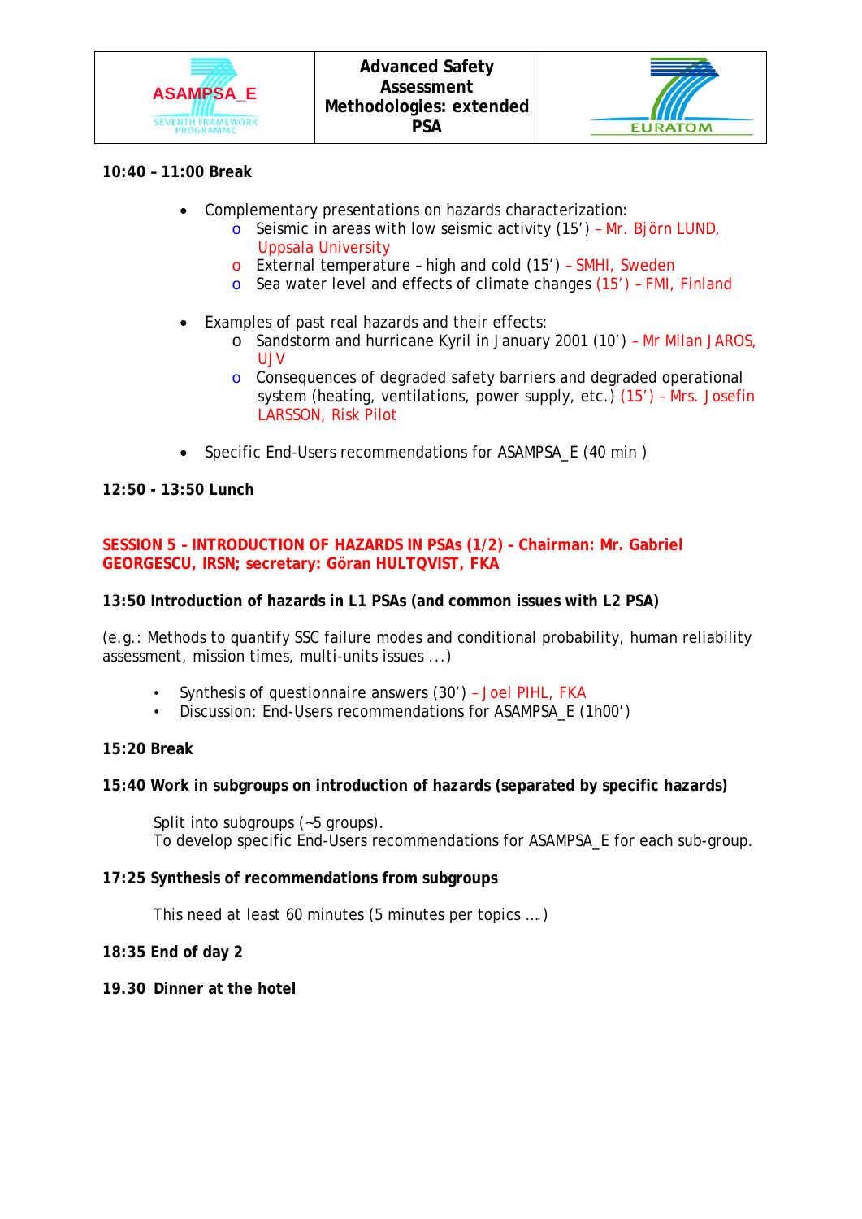**10:40 – 11:00 Break**

- Complementary presentations on hazards characterization:
  - Seismic in areas with low seismic activity (15') – Mr. Björn LUND, Uppsala University
  - External temperature – high and cold (15') – SMHI, Sweden
  - Sea water level and effects of climate changes (15') – FMI, Finland
- Examples of past real hazards and their effects:
  - Sandstorm and hurricane Kyril in January 2001 (10') – Mr Milan JAROS, UJV
  - Consequences of degraded safety barriers and degraded operational system (heating, ventilations, power supply, etc.) (15') – Mrs. Josefin LARSSON, Risk Pilot
- Specific End-Users recommendations for ASAMPSA_E (40 min )

**12:50 - 13:50 Lunch**

**SESSION 5 – INTRODUCTION OF HAZARDS IN PSAs (1/2) – Chairman: Mr. Gabriel GEORGESCU, IRSN; secretary: Göran HULTQVIST, FKA**

**13:50 Introduction of hazards in L1 PSAs (and common issues with L2 PSA)**

(e.g.: Methods to quantify SSC failure modes and conditional probability, human reliability assessment, mission times, multi-units issues ...)

- Synthesis of questionnaire answers (30') – Joel PIHL, FKA
- Discussion: End-Users recommendations for ASAMPSA_E (1h00')

**15:20 Break**

**15:40 Work in subgroups on introduction of hazards (separated by specific hazards)**

Split into subgroups (~5 groups).
To develop specific End-Users recommendations for ASAMPSA_E for each sub-group.

**17:25 Synthesis of recommendations from subgroups**

This need at least 60 minutes (5 minutes per topics ….)

**18:35 End of day 2**

**19.30 Dinner at the hotel**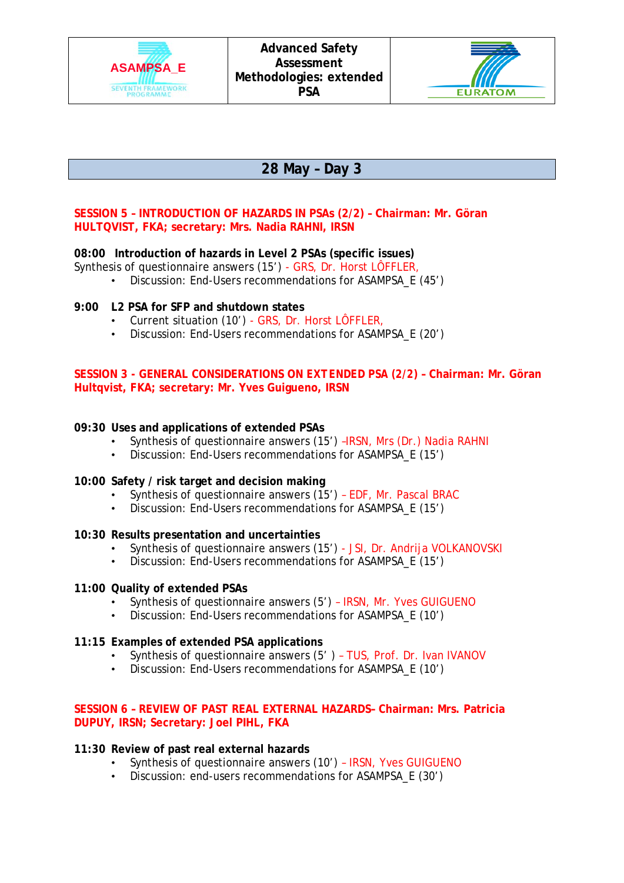## 28 May – Day 3

**SESSION 5 – INTRODUCTION OF HAZARDS IN PSAs (2/2) – Chairman: Mr. Göran HULTQVIST, FKA; secretary: Mrs. Nadia RAHNI, IRSN**

**08:00 Introduction of hazards in Level 2 PSAs (specific issues)**

Synthesis of questionnaire answers (15') - GRS, Dr. Horst LÔFFLER,

- Discussion: End-Users recommendations for ASAMPSA_E (45')

**9:00 L2 PSA for SFP and shutdown states**

- Current situation (10') - GRS, Dr. Horst LÔFFLER,
- Discussion: End-Users recommendations for ASAMPSA_E (20')

**SESSION 3 - GENERAL CONSIDERATIONS ON EXTENDED PSA (2/2) – Chairman: Mr. Göran Hultqvist, FKA; secretary: Mr. Yves Guigueno, IRSN**

**09:30 Uses and applications of extended PSAs**

- Synthesis of questionnaire answers (15') –IRSN, Mrs (Dr.) Nadia RAHNI
- Discussion: End-Users recommendations for ASAMPSA_E (15')

**10:00 Safety / risk target and decision making**

- Synthesis of questionnaire answers (15') – EDF, Mr. Pascal BRAC
- Discussion: End-Users recommendations for ASAMPSA_E (15')

**10:30 Results presentation and uncertainties**

- Synthesis of questionnaire answers (15') - JSI, Dr. Andrija VOLKANOVSKI
- Discussion: End-Users recommendations for ASAMPSA_E (15')

**11:00 Quality of extended PSAs**

- Synthesis of questionnaire answers (5') – IRSN, Mr. Yves GUIGUENO
- Discussion: End-Users recommendations for ASAMPSA_E (10')

**11:15 Examples of extended PSA applications**

- Synthesis of questionnaire answers (5' ) – TUS, Prof. Dr. Ivan IVANOV
- Discussion: End-Users recommendations for ASAMPSA_E (10')

**SESSION 6 – REVIEW OF PAST REAL EXTERNAL HAZARDS– Chairman: Mrs. Patricia DUPUY, IRSN; Secretary: Joel PIHL, FKA**

**11:30 Review of past real external hazards**

- Synthesis of questionnaire answers (10') – IRSN, Yves GUIGUENO
- Discussion: end-users recommendations for ASAMPSA_E (30')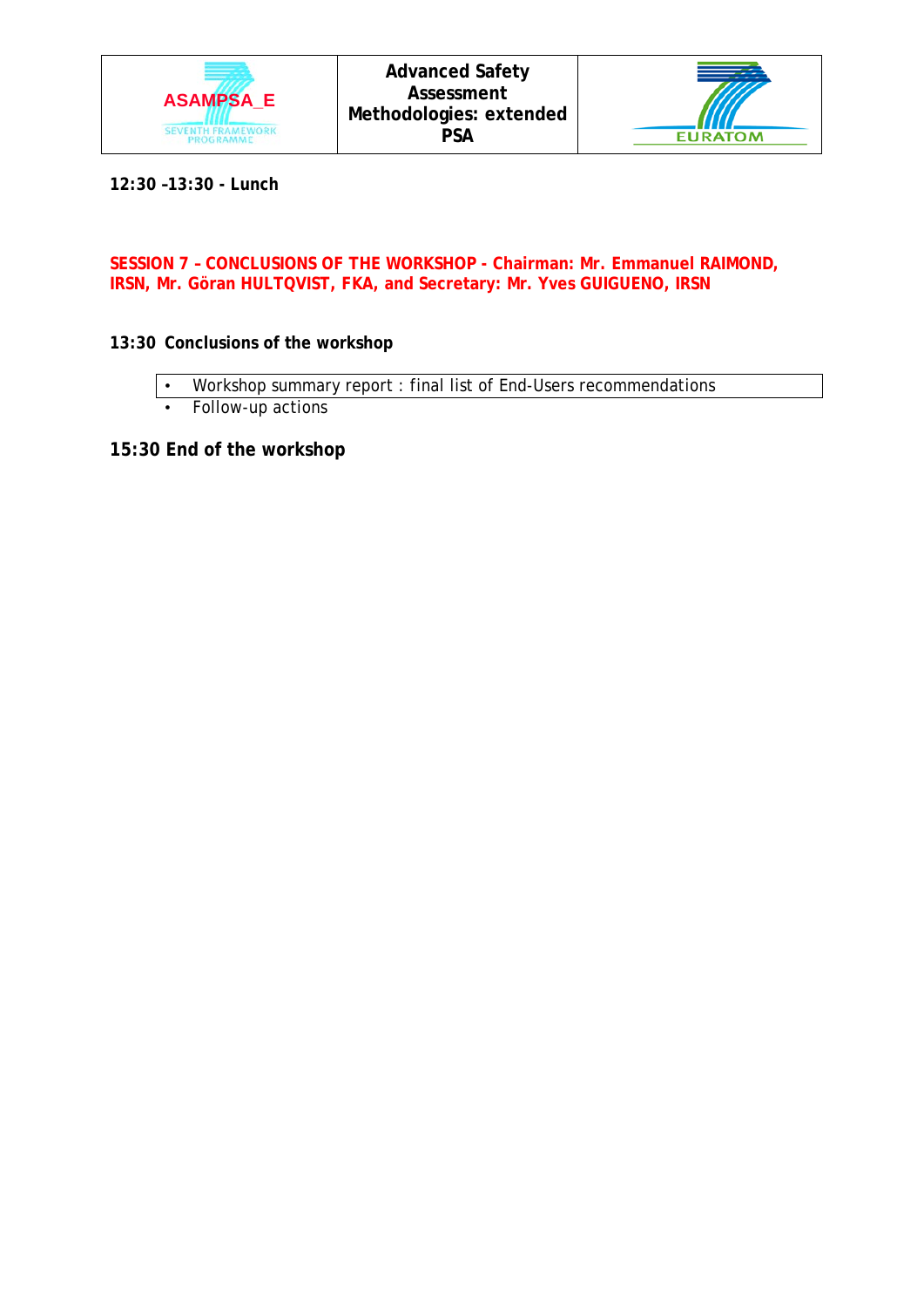**12:30 –13:30 - Lunch**

**SESSION 7 – CONCLUSIONS OF THE WORKSHOP - Chairman: Mr. Emmanuel RAIMOND, IRSN, Mr. Göran HULTQVIST, FKA, and Secretary: Mr. Yves GUIGUENO, IRSN**

**13:30 Conclusions of the workshop**

- Workshop summary report : final list of End-Users recommendations
- Follow-up actions

**15:30 End of the workshop**